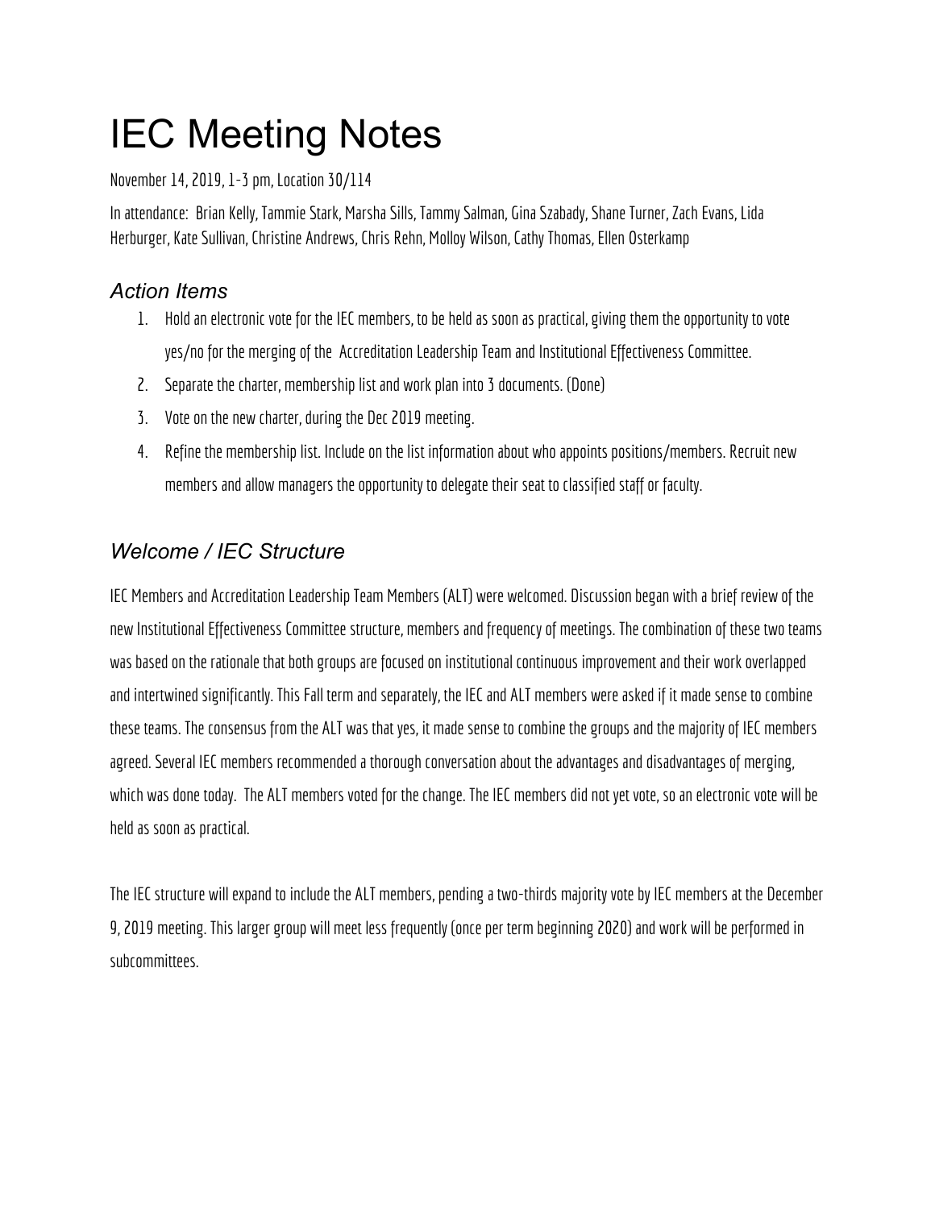# IEC Meeting Notes

November 14, 2019, 1-3 pm, Location 30/114

In attendance: Brian Kelly, Tammie Stark, Marsha Sills, Tammy Salman, Gina Szabady, Shane Turner, Zach Evans, Lida Herburger, Kate Sullivan, Christine Andrews, Chris Rehn, Molloy Wilson, Cathy Thomas, Ellen Osterkamp

## *Action Items*

1. Hold an electronic vote for the IEC members, to be held as soon as practical, giving them the opportunity to vote yes/no for the merging of the Accreditation Leadership Team and Institutional Effectiveness Committee.
2. Separate the charter, membership list and work plan into 3 documents. (Done)
3. Vote on the new charter, during the Dec 2019 meeting.
4. Refine the membership list. Include on the list information about who appoints positions/members. Recruit new members and allow managers the opportunity to delegate their seat to classified staff or faculty.

## *Welcome / IEC Structure*

IEC Members and Accreditation Leadership Team Members (ALT) were welcomed. Discussion began with a brief review of the new Institutional Effectiveness Committee structure, members and frequency of meetings. The combination of these two teams was based on the rationale that both groups are focused on institutional continuous improvement and their work overlapped and intertwined significantly. This Fall term and separately, the IEC and ALT members were asked if it made sense to combine these teams. The consensus from the ALT was that yes, it made sense to combine the groups and the majority of IEC members agreed. Several IEC members recommended a thorough conversation about the advantages and disadvantages of merging, which was done today. The ALT members voted for the change. The IEC members did not yet vote, so an electronic vote will be held as soon as practical.

The IEC structure will expand to include the ALT members, pending a two-thirds majority vote by IEC members at the December 9, 2019 meeting. This larger group will meet less frequently (once per term beginning 2020) and work will be performed in subcommittees.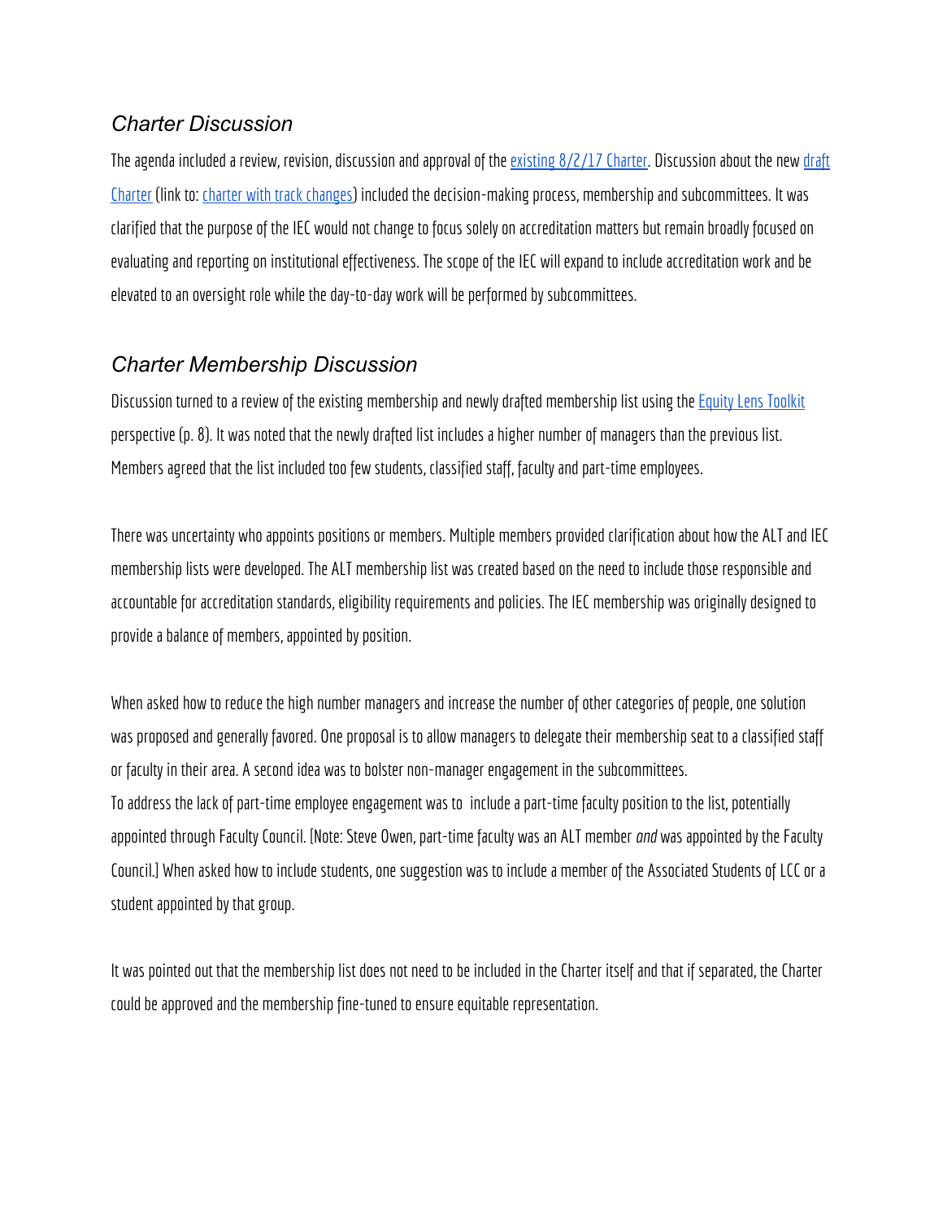## *Charter Discussion*

The agenda included a review, revision, discussion and approval of the existing 8/2/17 Charter. Discussion about the new draft Charter (link to: charter with track changes) included the decision-making process, membership and subcommittees. It was clarified that the purpose of the IEC would not change to focus solely on accreditation matters but remain broadly focused on evaluating and reporting on institutional effectiveness. The scope of the IEC will expand to include accreditation work and be elevated to an oversight role while the day-to-day work will be performed by subcommittees.

## *Charter Membership Discussion*

Discussion turned to a review of the existing membership and newly drafted membership list using the Equity Lens Toolkit perspective (p. 8). It was noted that the newly drafted list includes a higher number of managers than the previous list. Members agreed that the list included too few students, classified staff, faculty and part-time employees.

There was uncertainty who appoints positions or members. Multiple members provided clarification about how the ALT and IEC membership lists were developed. The ALT membership list was created based on the need to include those responsible and accountable for accreditation standards, eligibility requirements and policies. The IEC membership was originally designed to provide a balance of members, appointed by position.

When asked how to reduce the high number managers and increase the number of other categories of people, one solution was proposed and generally favored. One proposal is to allow managers to delegate their membership seat to a classified staff or faculty in their area. A second idea was to bolster non-manager engagement in the subcommittees.
To address the lack of part-time employee engagement was to include a part-time faculty position to the list, potentially appointed through Faculty Council. [Note: Steve Owen, part-time faculty was an ALT member *and* was appointed by the Faculty Council.] When asked how to include students, one suggestion was to include a member of the Associated Students of LCC or a student appointed by that group.

It was pointed out that the membership list does not need to be included in the Charter itself and that if separated, the Charter could be approved and the membership fine-tuned to ensure equitable representation.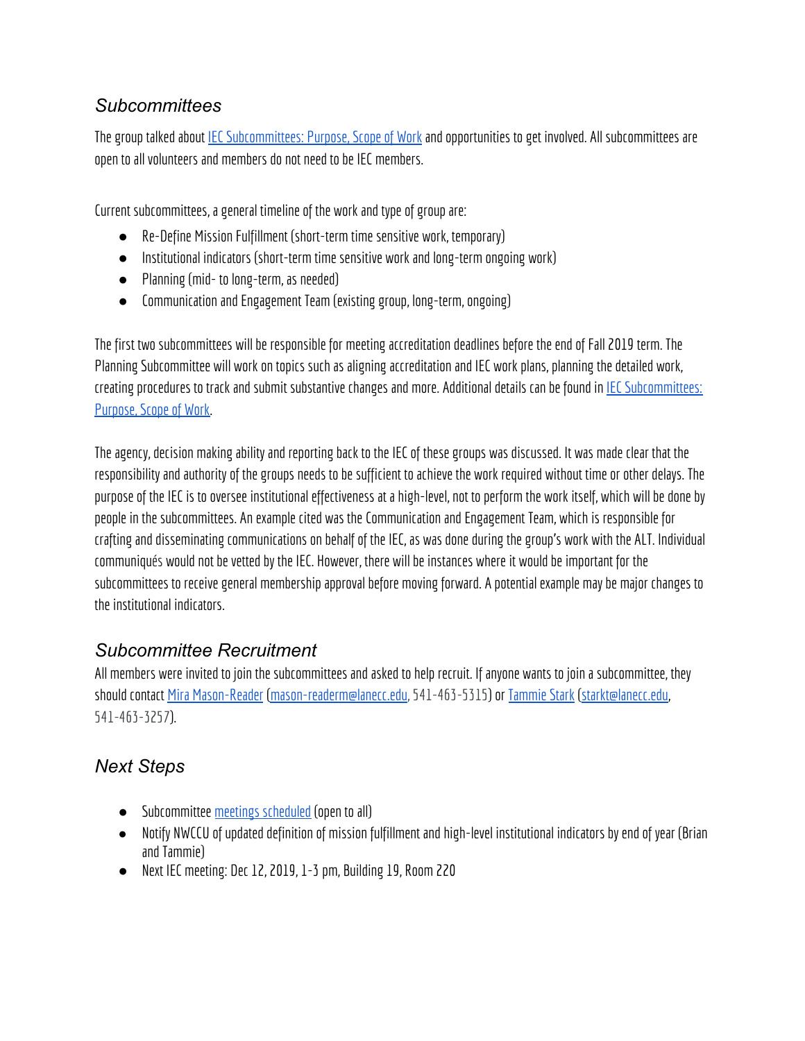## *Subcommittees*

The group talked about IEC Subcommittees: Purpose, Scope of Work and opportunities to get involved. All subcommittees are open to all volunteers and members do not need to be IEC members.

Current subcommittees, a general timeline of the work and type of group are:

- Re-Define Mission Fulfillment (short-term time sensitive work, temporary)
- Institutional indicators (short-term time sensitive work and long-term ongoing work)
- Planning (mid- to long-term, as needed)
- Communication and Engagement Team (existing group, long-term, ongoing)

The first two subcommittees will be responsible for meeting accreditation deadlines before the end of Fall 2019 term. The Planning Subcommittee will work on topics such as aligning accreditation and IEC work plans, planning the detailed work, creating procedures to track and submit substantive changes and more. Additional details can be found in IEC Subcommittees: Purpose, Scope of Work.

The agency, decision making ability and reporting back to the IEC of these groups was discussed. It was made clear that the responsibility and authority of the groups needs to be sufficient to achieve the work required without time or other delays. The purpose of the IEC is to oversee institutional effectiveness at a high-level, not to perform the work itself, which will be done by people in the subcommittees. An example cited was the Communication and Engagement Team, which is responsible for crafting and disseminating communications on behalf of the IEC, as was done during the group's work with the ALT. Individual communiqués would not be vetted by the IEC. However, there will be instances where it would be important for the subcommittees to receive general membership approval before moving forward. A potential example may be major changes to the institutional indicators.

## *Subcommittee Recruitment*

All members were invited to join the subcommittees and asked to help recruit. If anyone wants to join a subcommittee, they should contact Mira Mason-Reader (mason-readerm@lanecc.edu, 541-463-5315) or Tammie Stark (starkt@lanecc.edu, 541-463-3257).

## *Next Steps*

- Subcommittee meetings scheduled (open to all)
- Notify NWCCU of updated definition of mission fulfillment and high-level institutional indicators by end of year (Brian and Tammie)
- Next IEC meeting: Dec 12, 2019, 1-3 pm, Building 19, Room 220